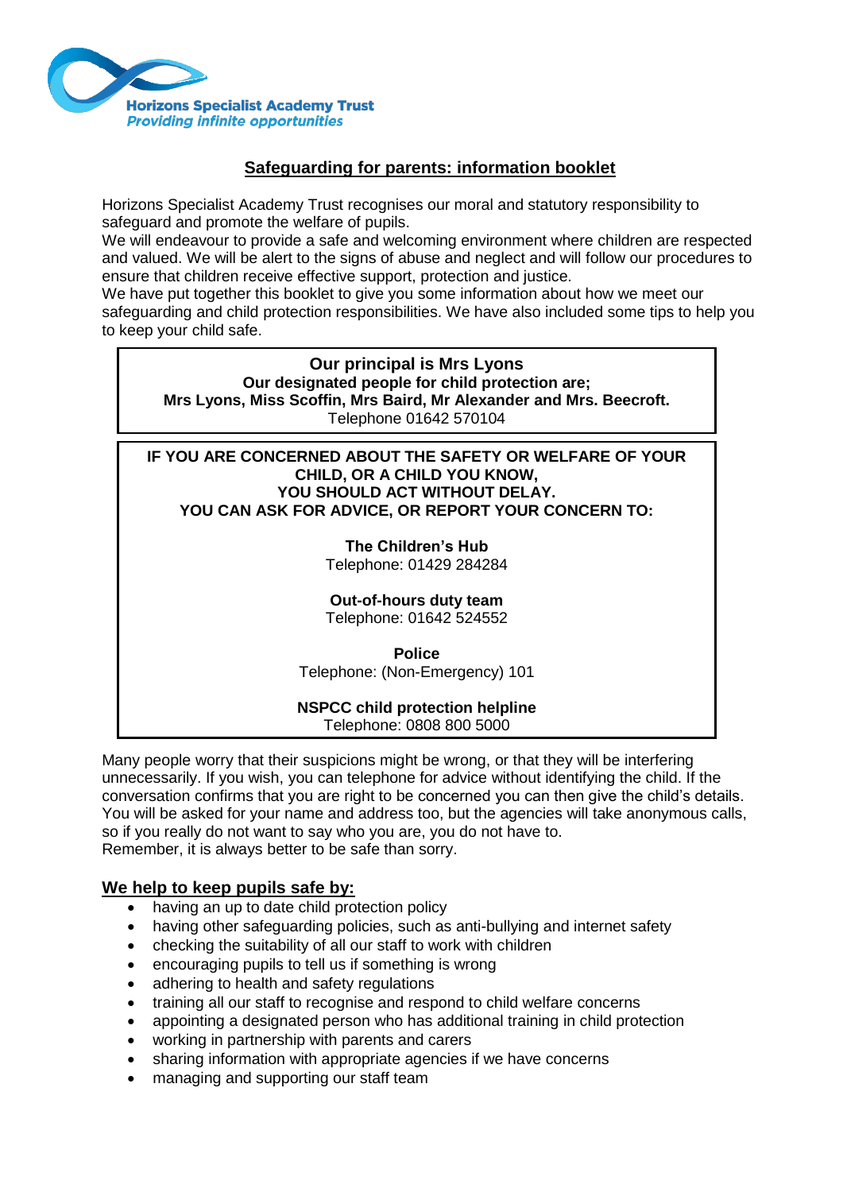**Horizons Specialist Academy Trust**
*Providing infinite opportunities*

# Safeguarding for parents: information booklet

Horizons Specialist Academy Trust recognises our moral and statutory responsibility to safeguard and promote the welfare of pupils.
We will endeavour to provide a safe and welcoming environment where children are respected and valued. We will be alert to the signs of abuse and neglect and will follow our procedures to ensure that children receive effective support, protection and justice.
We have put together this booklet to give you some information about how we meet our safeguarding and child protection responsibilities. We have also included some tips to help you to keep your child safe.

**Our principal is Mrs Lyons**
**Our designated people for child protection are;**
**Mrs Lyons, Miss Scoffin, Mrs Baird, Mr Alexander and Mrs. Beecroft.**
Telephone 01642 570104

**IF YOU ARE CONCERNED ABOUT THE SAFETY OR WELFARE OF YOUR CHILD, OR A CHILD YOU KNOW, YOU SHOULD ACT WITHOUT DELAY.**
**YOU CAN ASK FOR ADVICE, OR REPORT YOUR CONCERN TO:**

**The Children's Hub**
Telephone: 01429 284284

**Out-of-hours duty team**
Telephone: 01642 524552

**Police**
Telephone: (Non-Emergency) 101

**NSPCC child protection helpline**
Telephone: 0808 800 5000

Many people worry that their suspicions might be wrong, or that they will be interfering unnecessarily. If you wish, you can telephone for advice without identifying the child. If the conversation confirms that you are right to be concerned you can then give the child's details. You will be asked for your name and address too, but the agencies will take anonymous calls, so if you really do not want to say who you are, you do not have to.
Remember, it is always better to be safe than sorry.

## We help to keep pupils safe by:

- having an up to date child protection policy
- having other safeguarding policies, such as anti-bullying and internet safety
- checking the suitability of all our staff to work with children
- encouraging pupils to tell us if something is wrong
- adhering to health and safety regulations
- training all our staff to recognise and respond to child welfare concerns
- appointing a designated person who has additional training in child protection
- working in partnership with parents and carers
- sharing information with appropriate agencies if we have concerns
- managing and supporting our staff team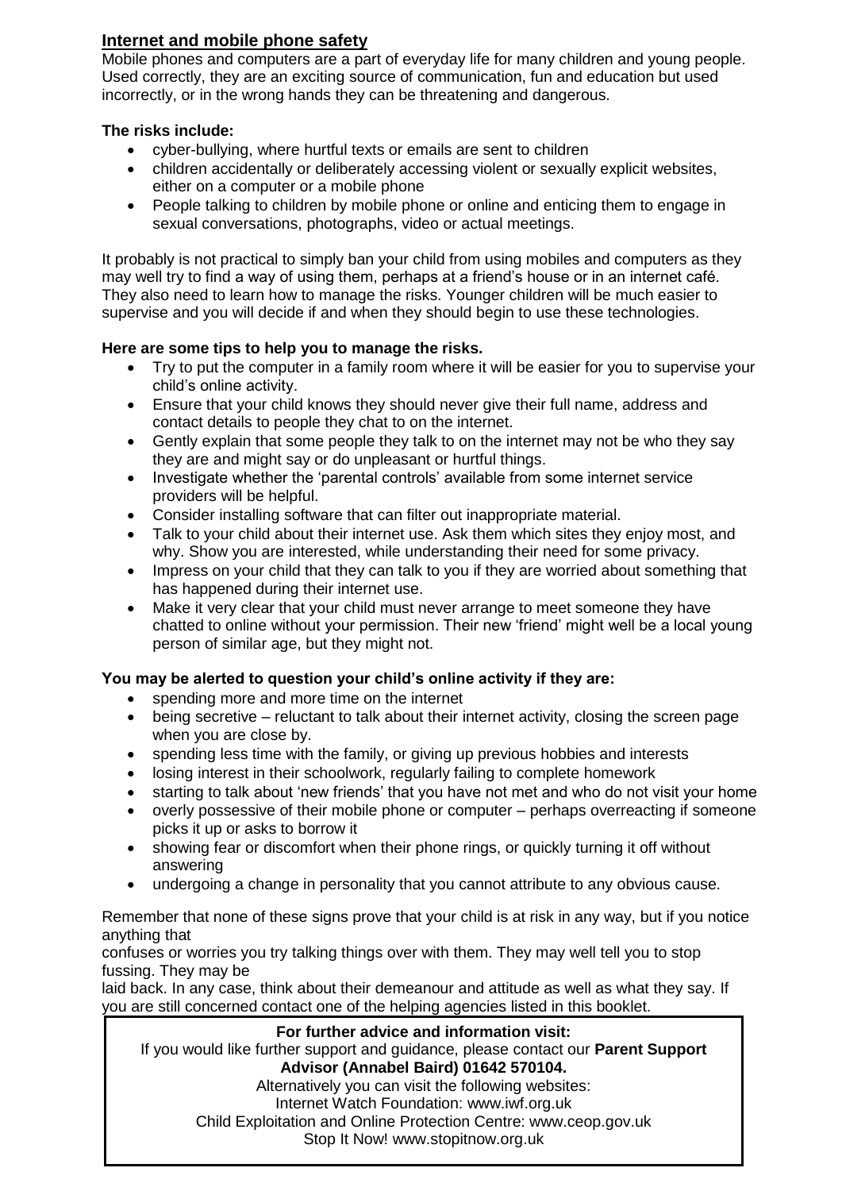## Internet and mobile phone safety

Mobile phones and computers are a part of everyday life for many children and young people. Used correctly, they are an exciting source of communication, fun and education but used incorrectly, or in the wrong hands they can be threatening and dangerous.

**The risks include:**

- cyber-bullying, where hurtful texts or emails are sent to children
- children accidentally or deliberately accessing violent or sexually explicit websites, either on a computer or a mobile phone
- People talking to children by mobile phone or online and enticing them to engage in sexual conversations, photographs, video or actual meetings.

It probably is not practical to simply ban your child from using mobiles and computers as they may well try to find a way of using them, perhaps at a friend's house or in an internet café. They also need to learn how to manage the risks. Younger children will be much easier to supervise and you will decide if and when they should begin to use these technologies.

**Here are some tips to help you to manage the risks.**

- Try to put the computer in a family room where it will be easier for you to supervise your child's online activity.
- Ensure that your child knows they should never give their full name, address and contact details to people they chat to on the internet.
- Gently explain that some people they talk to on the internet may not be who they say they are and might say or do unpleasant or hurtful things.
- Investigate whether the 'parental controls' available from some internet service providers will be helpful.
- Consider installing software that can filter out inappropriate material.
- Talk to your child about their internet use. Ask them which sites they enjoy most, and why. Show you are interested, while understanding their need for some privacy.
- Impress on your child that they can talk to you if they are worried about something that has happened during their internet use.
- Make it very clear that your child must never arrange to meet someone they have chatted to online without your permission. Their new 'friend' might well be a local young person of similar age, but they might not.

**You may be alerted to question your child's online activity if they are:**

- spending more and more time on the internet
- being secretive – reluctant to talk about their internet activity, closing the screen page when you are close by.
- spending less time with the family, or giving up previous hobbies and interests
- losing interest in their schoolwork, regularly failing to complete homework
- starting to talk about 'new friends' that you have not met and who do not visit your home
- overly possessive of their mobile phone or computer – perhaps overreacting if someone picks it up or asks to borrow it
- showing fear or discomfort when their phone rings, or quickly turning it off without answering
- undergoing a change in personality that you cannot attribute to any obvious cause.

Remember that none of these signs prove that your child is at risk in any way, but if you notice anything that confuses or worries you try talking things over with them. They may well tell you to stop fussing. They may be laid back. In any case, think about their demeanour and attitude as well as what they say. If you are still concerned contact one of the helping agencies listed in this booklet.

**For further advice and information visit:**

If you would like further support and guidance, please contact our **Parent Support Advisor (Annabel Baird) 01642 570104.**

Alternatively you can visit the following websites:

Internet Watch Foundation: www.iwf.org.uk

Child Exploitation and Online Protection Centre: www.ceop.gov.uk

Stop It Now! www.stopitnow.org.uk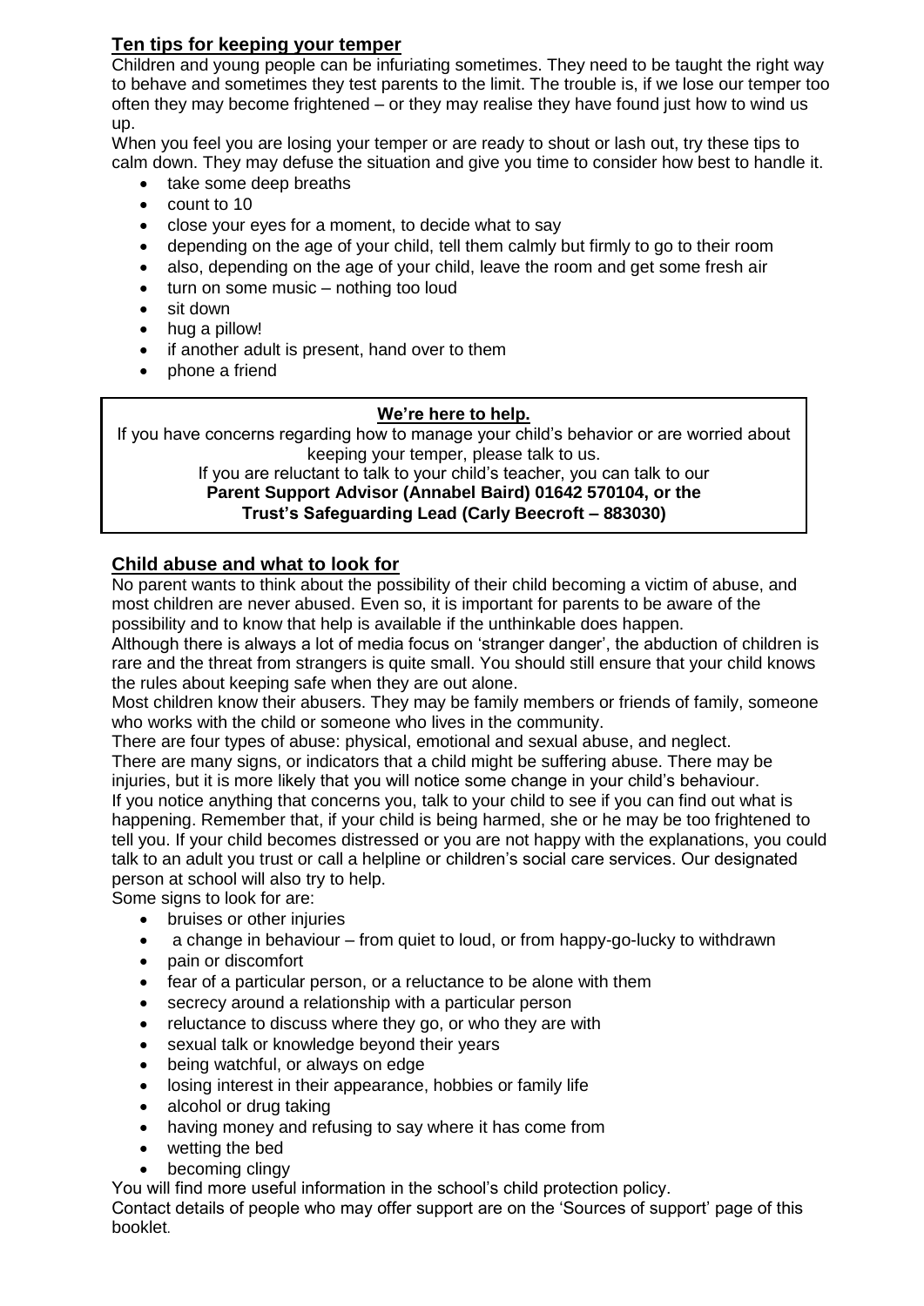## Ten tips for keeping your temper

Children and young people can be infuriating sometimes. They need to be taught the right way to behave and sometimes they test parents to the limit. The trouble is, if we lose our temper too often they may become frightened – or they may realise they have found just how to wind us up.

When you feel you are losing your temper or are ready to shout or lash out, try these tips to calm down. They may defuse the situation and give you time to consider how best to handle it.

- take some deep breaths
- count to 10
- close your eyes for a moment, to decide what to say
- depending on the age of your child, tell them calmly but firmly to go to their room
- also, depending on the age of your child, leave the room and get some fresh air
- turn on some music – nothing too loud
- sit down
- hug a pillow!
- if another adult is present, hand over to them
- phone a friend

**We're here to help.**

If you have concerns regarding how to manage your child's behavior or are worried about keeping your temper, please talk to us.

If you are reluctant to talk to your child's teacher, you can talk to our **Parent Support Advisor (Annabel Baird) 01642 570104, or the Trust's Safeguarding Lead (Carly Beecroft – 883030)**

## Child abuse and what to look for

No parent wants to think about the possibility of their child becoming a victim of abuse, and most children are never abused. Even so, it is important for parents to be aware of the possibility and to know that help is available if the unthinkable does happen.

Although there is always a lot of media focus on 'stranger danger', the abduction of children is rare and the threat from strangers is quite small. You should still ensure that your child knows the rules about keeping safe when they are out alone.

Most children know their abusers. They may be family members or friends of family, someone who works with the child or someone who lives in the community.

There are four types of abuse: physical, emotional and sexual abuse, and neglect.

There are many signs, or indicators that a child might be suffering abuse. There may be injuries, but it is more likely that you will notice some change in your child's behaviour.

If you notice anything that concerns you, talk to your child to see if you can find out what is happening. Remember that, if your child is being harmed, she or he may be too frightened to tell you. If your child becomes distressed or you are not happy with the explanations, you could talk to an adult you trust or call a helpline or children's social care services. Our designated person at school will also try to help.

Some signs to look for are:

- bruises or other injuries
- a change in behaviour – from quiet to loud, or from happy-go-lucky to withdrawn
- pain or discomfort
- fear of a particular person, or a reluctance to be alone with them
- secrecy around a relationship with a particular person
- reluctance to discuss where they go, or who they are with
- sexual talk or knowledge beyond their years
- being watchful, or always on edge
- losing interest in their appearance, hobbies or family life
- alcohol or drug taking
- having money and refusing to say where it has come from
- wetting the bed
- becoming clingy

You will find more useful information in the school's child protection policy.

Contact details of people who may offer support are on the 'Sources of support' page of this booklet.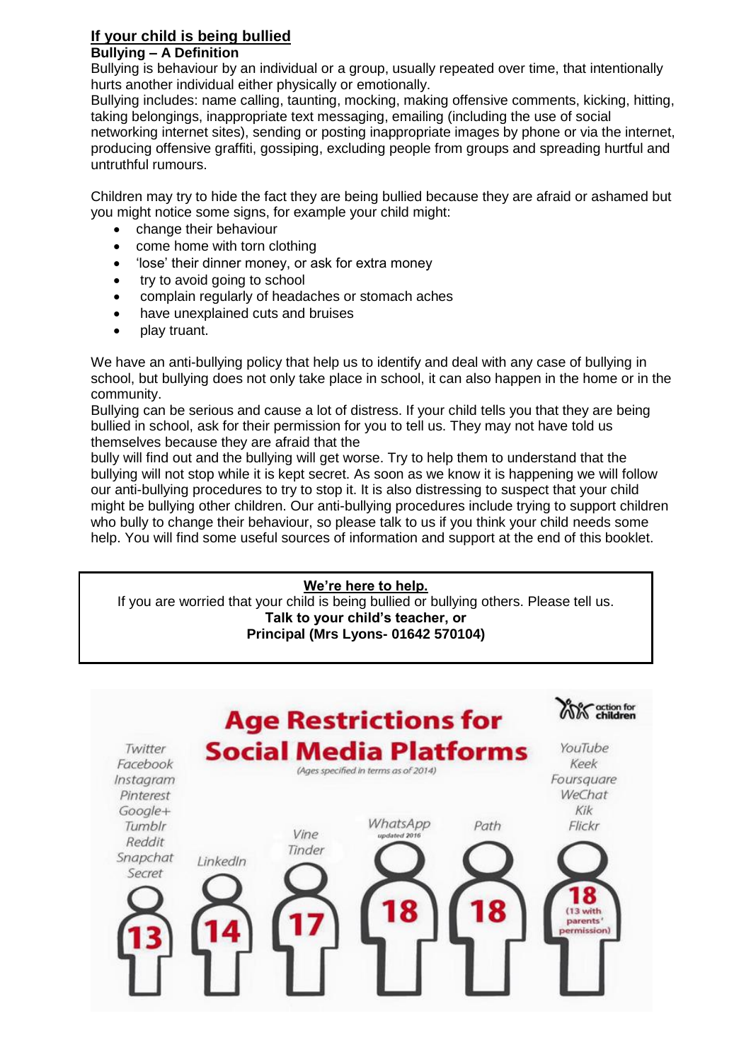## If your child is being bullied

### Bullying – A Definition

Bullying is behaviour by an individual or a group, usually repeated over time, that intentionally hurts another individual either physically or emotionally.

Bullying includes: name calling, taunting, mocking, making offensive comments, kicking, hitting, taking belongings, inappropriate text messaging, emailing (including the use of social networking internet sites), sending or posting inappropriate images by phone or via the internet, producing offensive graffiti, gossiping, excluding people from groups and spreading hurtful and untruthful rumours.

Children may try to hide the fact they are being bullied because they are afraid or ashamed but you might notice some signs, for example your child might:

- change their behaviour
- come home with torn clothing
- 'lose' their dinner money, or ask for extra money
- try to avoid going to school
- complain regularly of headaches or stomach aches
- have unexplained cuts and bruises
- play truant.

We have an anti-bullying policy that help us to identify and deal with any case of bullying in school, but bullying does not only take place in school, it can also happen in the home or in the community.

Bullying can be serious and cause a lot of distress. If your child tells you that they are being bullied in school, ask for their permission for you to tell us. They may not have told us themselves because they are afraid that the bully will find out and the bullying will get worse. Try to help them to understand that the bullying will not stop while it is kept secret. As soon as we know it is happening we will follow our anti-bullying procedures to try to stop it. It is also distressing to suspect that your child might be bullying other children. Our anti-bullying procedures include trying to support children who bully to change their behaviour, so please talk to us if you think your child needs some help. You will find some useful sources of information and support at the end of this booklet.

---

**We're here to help.**

If you are worried that your child is being bullied or bullying others. Please tell us.

**Talk to your child's teacher, or**
**Principal (Mrs Lyons- 01642 570104)**

---

### Age Restrictions for Social Media Platforms

*(Ages specified in terms as of 2014)*

action for children

- **13**: *Twitter, Facebook, Instagram, Pinterest, Google+, Tumblr, Reddit, Snapchat, Secret*
- **14**: *LinkedIn*
- **17**: *Vine, Tinder*
- **18**: *WhatsApp* (updated 2016)
- **18**: *Path*
- **18 (13 with parents' permission)**: *YouTube, Keek, Foursquare, WeChat, Kik, Flickr*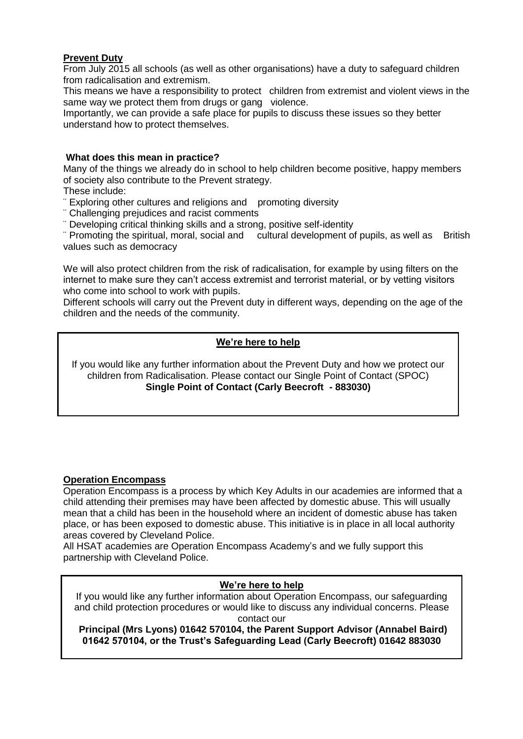## **Prevent Duty**

From July 2015 all schools (as well as other organisations) have a duty to safeguard children from radicalisation and extremism.

This means we have a responsibility to protect children from extremist and violent views in the same way we protect them from drugs or gang violence.

Importantly, we can provide a safe place for pupils to discuss these issues so they better understand how to protect themselves.

### **What does this mean in practice?**

Many of the things we already do in school to help children become positive, happy members of society also contribute to the Prevent strategy.

These include:

- Exploring other cultures and religions and promoting diversity
- Challenging prejudices and racist comments
- Developing critical thinking skills and a strong, positive self-identity
- Promoting the spiritual, moral, social and cultural development of pupils, as well as British values such as democracy

We will also protect children from the risk of radicalisation, for example by using filters on the internet to make sure they can't access extremist and terrorist material, or by vetting visitors who come into school to work with pupils.

Different schools will carry out the Prevent duty in different ways, depending on the age of the children and the needs of the community.

### **We're here to help**

If you would like any further information about the Prevent Duty and how we protect our children from Radicalisation. Please contact our Single Point of Contact (SPOC)

**Single Point of Contact (Carly Beecroft - 883030)**

## **Operation Encompass**

Operation Encompass is a process by which Key Adults in our academies are informed that a child attending their premises may have been affected by domestic abuse. This will usually mean that a child has been in the household where an incident of domestic abuse has taken place, or has been exposed to domestic abuse. This initiative is in place in all local authority areas covered by Cleveland Police.

All HSAT academies are Operation Encompass Academy's and we fully support this partnership with Cleveland Police.

### **We're here to help**

If you would like any further information about Operation Encompass, our safeguarding and child protection procedures or would like to discuss any individual concerns. Please contact our

**Principal (Mrs Lyons) 01642 570104, the Parent Support Advisor (Annabel Baird) 01642 570104, or the Trust's Safeguarding Lead (Carly Beecroft) 01642 883030**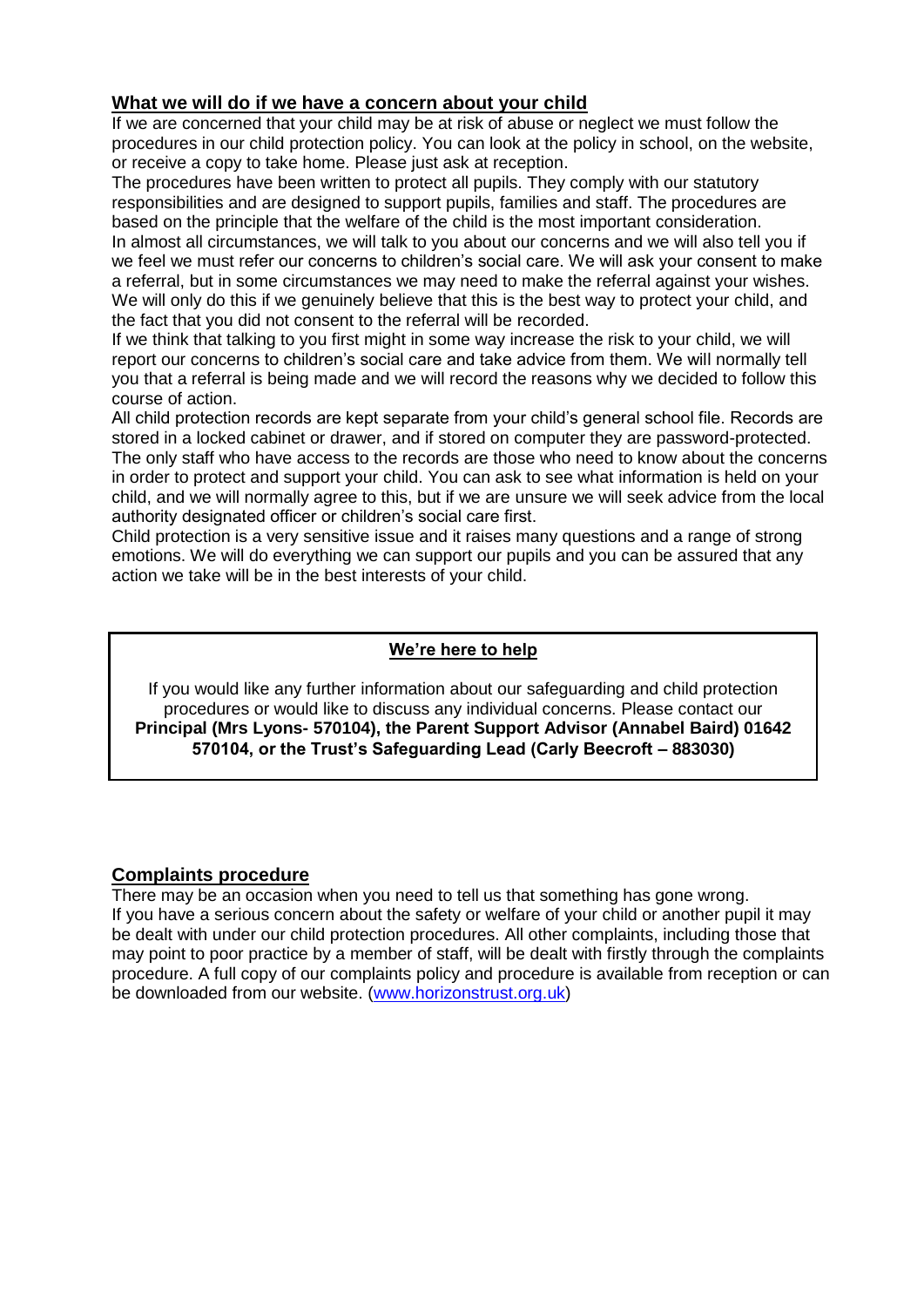## What we will do if we have a concern about your child

If we are concerned that your child may be at risk of abuse or neglect we must follow the procedures in our child protection policy. You can look at the policy in school, on the website, or receive a copy to take home. Please just ask at reception.

The procedures have been written to protect all pupils. They comply with our statutory responsibilities and are designed to support pupils, families and staff. The procedures are based on the principle that the welfare of the child is the most important consideration.

In almost all circumstances, we will talk to you about our concerns and we will also tell you if we feel we must refer our concerns to children's social care. We will ask your consent to make a referral, but in some circumstances we may need to make the referral against your wishes. We will only do this if we genuinely believe that this is the best way to protect your child, and the fact that you did not consent to the referral will be recorded.

If we think that talking to you first might in some way increase the risk to your child, we will report our concerns to children's social care and take advice from them. We will normally tell you that a referral is being made and we will record the reasons why we decided to follow this course of action.

All child protection records are kept separate from your child's general school file. Records are stored in a locked cabinet or drawer, and if stored on computer they are password-protected. The only staff who have access to the records are those who need to know about the concerns in order to protect and support your child. You can ask to see what information is held on your child, and we will normally agree to this, but if we are unsure we will seek advice from the local authority designated officer or children's social care first.

Child protection is a very sensitive issue and it raises many questions and a range of strong emotions. We will do everything we can support our pupils and you can be assured that any action we take will be in the best interests of your child.

**We're here to help**

If you would like any further information about our safeguarding and child protection procedures or would like to discuss any individual concerns. Please contact our **Principal (Mrs Lyons- 570104), the Parent Support Advisor (Annabel Baird) 01642 570104, or the Trust's Safeguarding Lead (Carly Beecroft – 883030)**

## Complaints procedure

There may be an occasion when you need to tell us that something has gone wrong.

If you have a serious concern about the safety or welfare of your child or another pupil it may be dealt with under our child protection procedures. All other complaints, including those that may point to poor practice by a member of staff, will be dealt with firstly through the complaints procedure. A full copy of our complaints policy and procedure is available from reception or can be downloaded from our website. (www.horizonstrust.org.uk)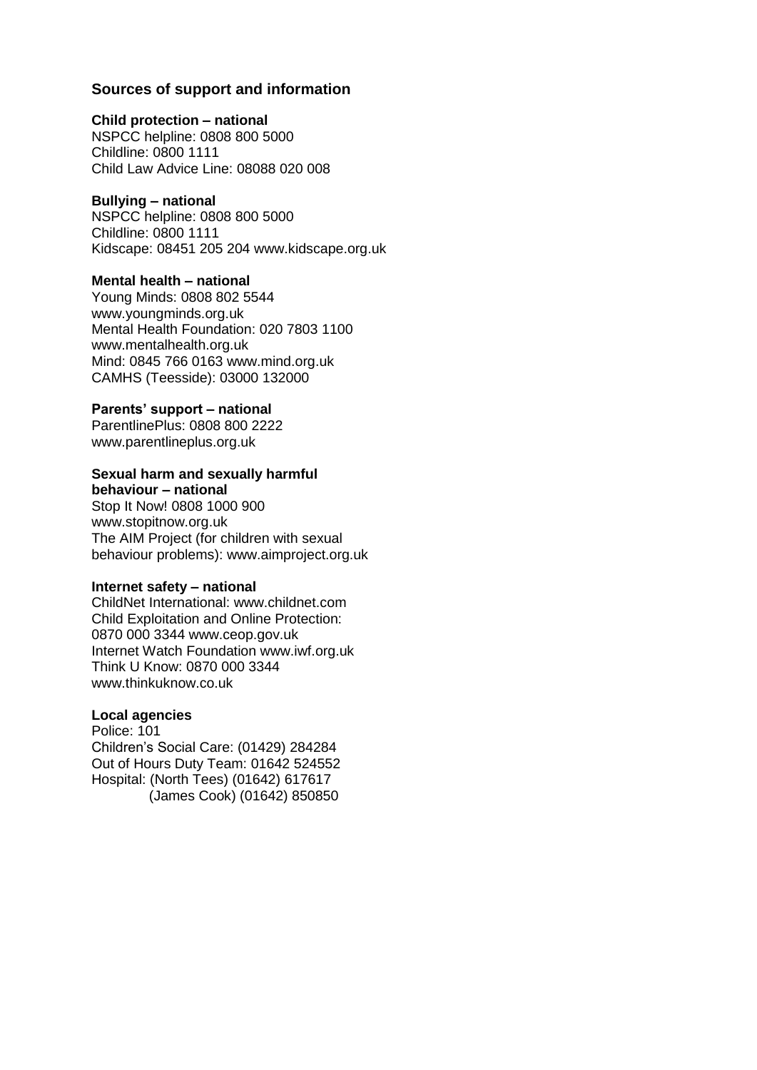## Sources of support and information

**Child protection – national**

NSPCC helpline: 0808 800 5000
Childline: 0800 1111
Child Law Advice Line: 08088 020 008

**Bullying – national**

NSPCC helpline: 0808 800 5000
Childline: 0800 1111
Kidscape: 08451 205 204 www.kidscape.org.uk

**Mental health – national**

Young Minds: 0808 802 5544
www.youngminds.org.uk
Mental Health Foundation: 020 7803 1100
www.mentalhealth.org.uk
Mind: 0845 766 0163 www.mind.org.uk
CAMHS (Teesside): 03000 132000

**Parents' support – national**

ParentlinePlus: 0808 800 2222
www.parentlineplus.org.uk

**Sexual harm and sexually harmful behaviour – national**

Stop It Now! 0808 1000 900
www.stopitnow.org.uk
The AIM Project (for children with sexual behaviour problems): www.aimproject.org.uk

**Internet safety – national**

ChildNet International: www.childnet.com
Child Exploitation and Online Protection: 0870 000 3344 www.ceop.gov.uk
Internet Watch Foundation www.iwf.org.uk
Think U Know: 0870 000 3344
www.thinkuknow.co.uk

**Local agencies**

Police: 101
Children's Social Care: (01429) 284284
Out of Hours Duty Team: 01642 524552
Hospital: (North Tees) (01642) 617617
(James Cook) (01642) 850850